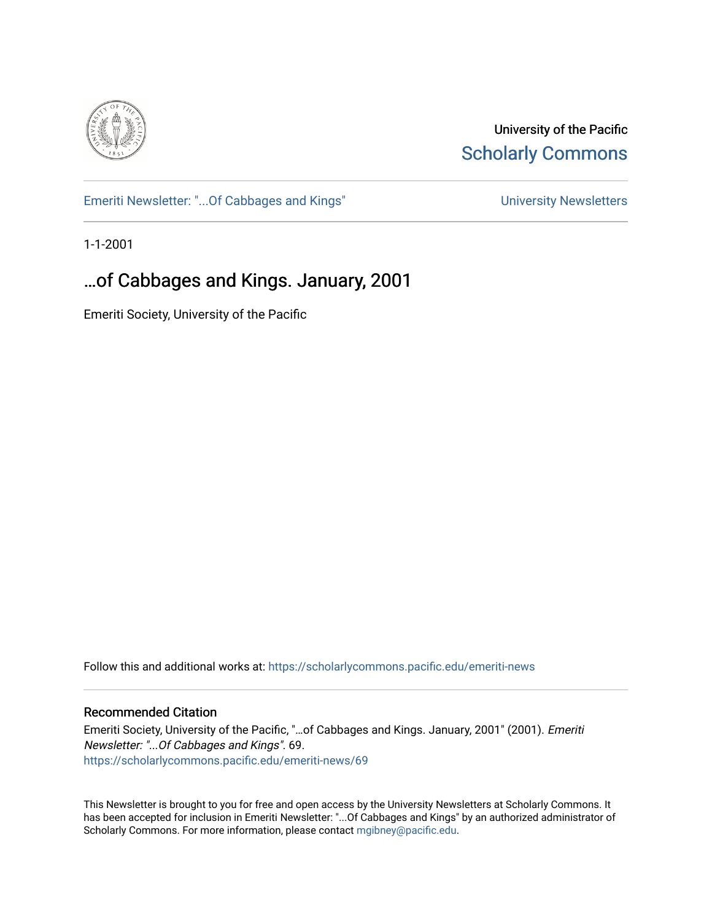University of the Pacific
Scholarly Commons

Emeriti Newsletter: "...Of Cabbages and Kings" | University Newsletters

1-1-2001

# ...of Cabbages and Kings. January, 2001

Emeriti Society, University of the Pacific

Follow this and additional works at: https://scholarlycommons.pacific.edu/emeriti-news

## Recommended Citation

Emeriti Society, University of the Pacific, "...of Cabbages and Kings. January, 2001" (2001). *Emeriti Newsletter: "...Of Cabbages and Kings"*. 69.
https://scholarlycommons.pacific.edu/emeriti-news/69

This Newsletter is brought to you for free and open access by the University Newsletters at Scholarly Commons. It has been accepted for inclusion in Emeriti Newsletter: "...Of Cabbages and Kings" by an authorized administrator of Scholarly Commons. For more information, please contact mgibney@pacific.edu.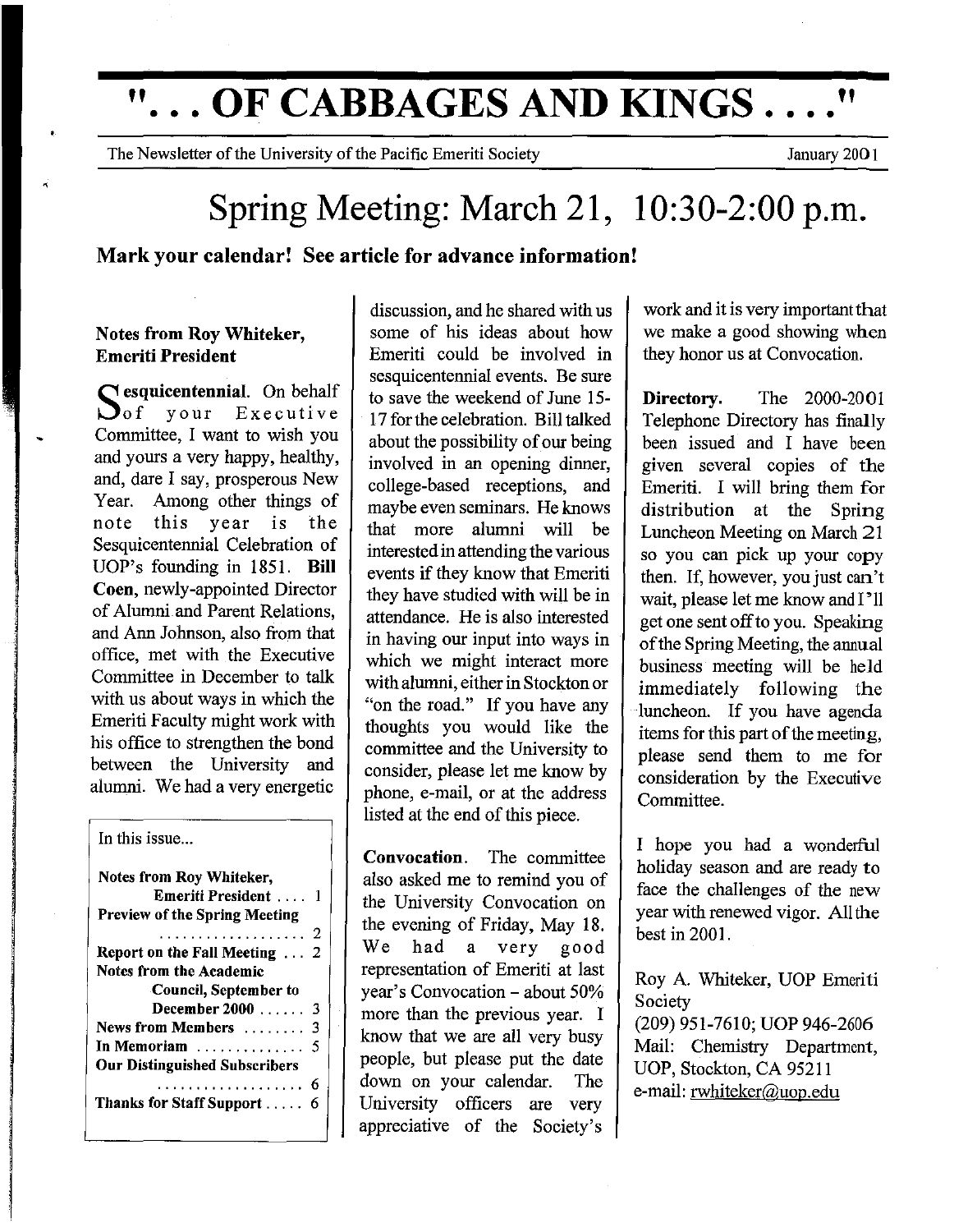# ". . . OF CABBAGES AND KINGS . . . ."

The Newsletter of the University of the Pacific Emeriti Society — January 2001

## Spring Meeting: March 21, 10:30-2:00 p.m.

**Mark your calendar! See article for advance information!**

### Notes from Roy Whiteker, Emeriti President

**Sesquicentennial**. On behalf of your Executive Committee, I want to wish you and yours a very happy, healthy, and, dare I say, prosperous New Year. Among other things of note this year is the Sesquicentennial Celebration of UOP's founding in 1851. **Bill Coen**, newly-appointed Director of Alumni and Parent Relations, and Ann Johnson, also from that office, met with the Executive Committee in December to talk with us about ways in which the Emeriti Faculty might work with his office to strengthen the bond between the University and alumni. We had a very energetic discussion, and he shared with us some of his ideas about how Emeriti could be involved in sesquicentennial events. Be sure to save the weekend of June 15-17 for the celebration. Bill talked about the possibility of our being involved in an opening dinner, college-based receptions, and maybe even seminars. He knows that more alumni will be interested in attending the various events if they know that Emeriti they have studied with will be in attendance. He is also interested in having our input into ways in which we might interact more with alumni, either in Stockton or "on the road." If you have any thoughts you would like the committee and the University to consider, please let me know by phone, e-mail, or at the address listed at the end of this piece.

**Convocation**. The committee also asked me to remind you of the University Convocation on the evening of Friday, May 18. We had a very good representation of Emeriti at last year's Convocation – about 50% more than the previous year. I know that we are all very busy people, but please put the date down on your calendar. The University officers are very appreciative of the Society's work and it is very important that we make a good showing when they honor us at Convocation.

**Directory.** The 2000-2001 Telephone Directory has finally been issued and I have been given several copies of the Emeriti. I will bring them for distribution at the Spring Luncheon Meeting on March 21 so you can pick up your copy then. If, however, you just can't wait, please let me know and I'll get one sent off to you. Speaking of the Spring Meeting, the annual business meeting will be held immediately following the luncheon. If you have agenda items for this part of the meeting, please send them to me for consideration by the Executive Committee.

I hope you had a wonderful holiday season and are ready to face the challenges of the new year with renewed vigor. All the best in 2001.

Roy A. Whiteker, UOP Emeriti Society
(209) 951-7610; UOP 946-2606
Mail: Chemistry Department, UOP, Stockton, CA 95211
e-mail: rwhiteker@uop.edu

---

**In this issue...**

| | |
|---|---|
| **Notes from Roy Whiteker, Emeriti President** | 1 |
| **Preview of the Spring Meeting** | 2 |
| **Report on the Fall Meeting** | 2 |
| **Notes from the Academic Council, September to December 2000** | 3 |
| **News from Members** | 3 |
| **In Memoriam** | 5 |
| **Our Distinguished Subscribers** | 6 |
| **Thanks for Staff Support** | 6 |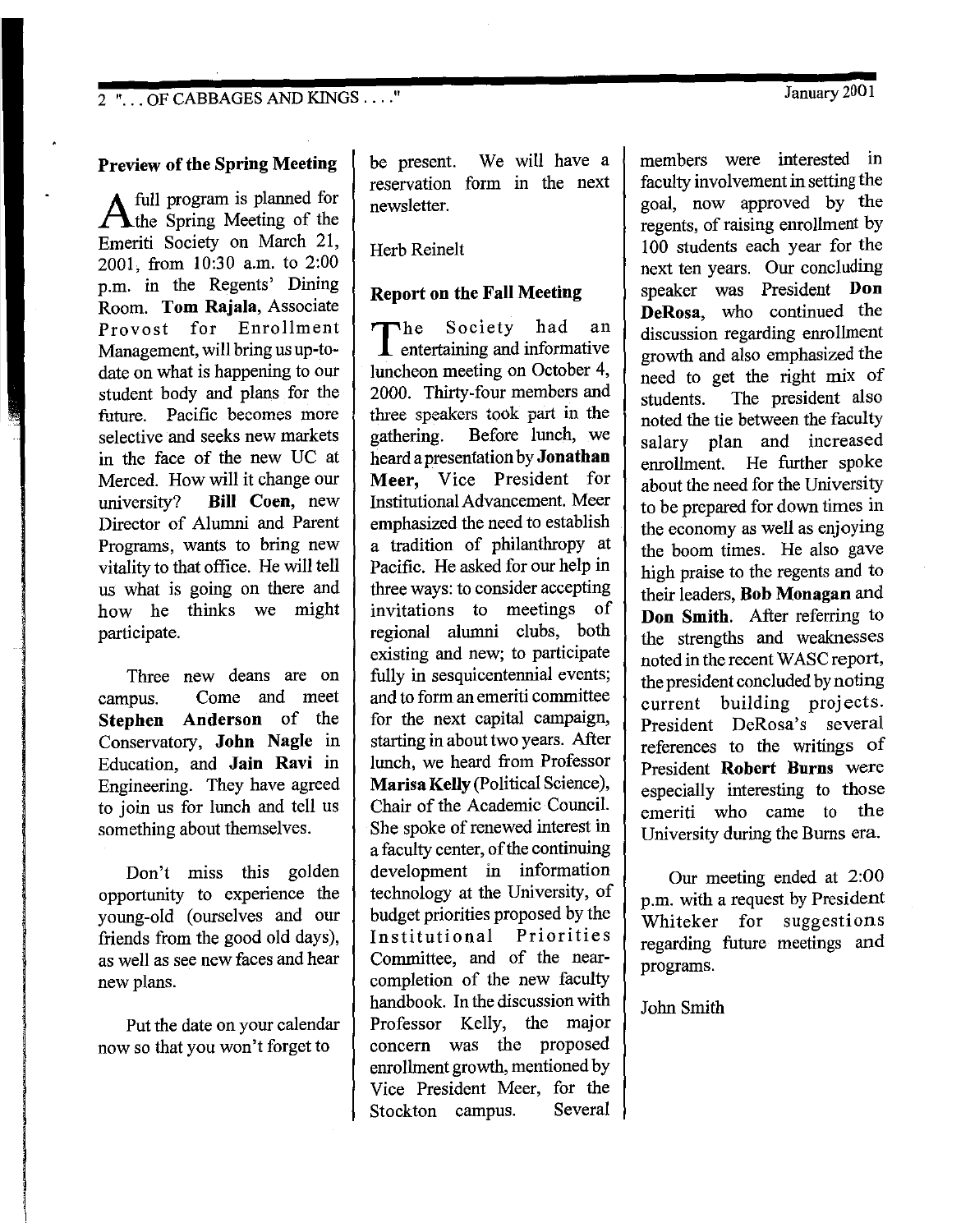## Preview of the Spring Meeting

A full program is planned for the Spring Meeting of the Emeriti Society on March 21, 2001, from 10:30 a.m. to 2:00 p.m. in the Regents' Dining Room. **Tom Rajala**, Associate Provost for Enrollment Management, will bring us up-to-date on what is happening to our student body and plans for the future. Pacific becomes more selective and seeks new markets in the face of the new UC at Merced. How will it change our university? **Bill Coen**, new Director of Alumni and Parent Programs, wants to bring new vitality to that office. He will tell us what is going on there and how he thinks we might participate.

Three new deans are on campus. Come and meet **Stephen Anderson** of the Conservatory, **John Nagle** in Education, and **Jain Ravi** in Engineering. They have agreed to join us for lunch and tell us something about themselves.

Don't miss this golden opportunity to experience the young-old (ourselves and our friends from the good old days), as well as see new faces and hear new plans.

Put the date on your calendar now so that you won't forget to be present. We will have a reservation form in the next newsletter.

Herb Reinelt

## Report on the Fall Meeting

The Society had an entertaining and informative luncheon meeting on October 4, 2000. Thirty-four members and three speakers took part in the gathering. Before lunch, we heard a presentation by **Jonathan Meer,** Vice President for Institutional Advancement. Meer emphasized the need to establish a tradition of philanthropy at Pacific. He asked for our help in three ways: to consider accepting invitations to meetings of regional alumni clubs, both existing and new; to participate fully in sesquicentennial events; and to form an emeriti committee for the next capital campaign, starting in about two years. After lunch, we heard from Professor **Marisa Kelly** (Political Science), Chair of the Academic Council. She spoke of renewed interest in a faculty center, of the continuing development in information technology at the University, of budget priorities proposed by the Institutional Priorities Committee, and of the near-completion of the new faculty handbook. In the discussion with Professor Kelly, the major concern was the proposed enrollment growth, mentioned by Vice President Meer, for the Stockton campus. Several members were interested in faculty involvement in setting the goal, now approved by the regents, of raising enrollment by 100 students each year for the next ten years. Our concluding speaker was President **Don DeRosa**, who continued the discussion regarding enrollment growth and also emphasized the need to get the right mix of students. The president also noted the tie between the faculty salary plan and increased enrollment. He further spoke about the need for the University to be prepared for down times in the economy as well as enjoying the boom times. He also gave high praise to the regents and to their leaders, **Bob Monagan** and **Don Smith.** After referring to the strengths and weaknesses noted in the recent WASC report, the president concluded by noting current building projects. President DeRosa's several references to the writings of President **Robert Burns** were especially interesting to those emeriti who came to the University during the Burns era.

Our meeting ended at 2:00 p.m. with a request by President Whiteker for suggestions regarding future meetings and programs.

John Smith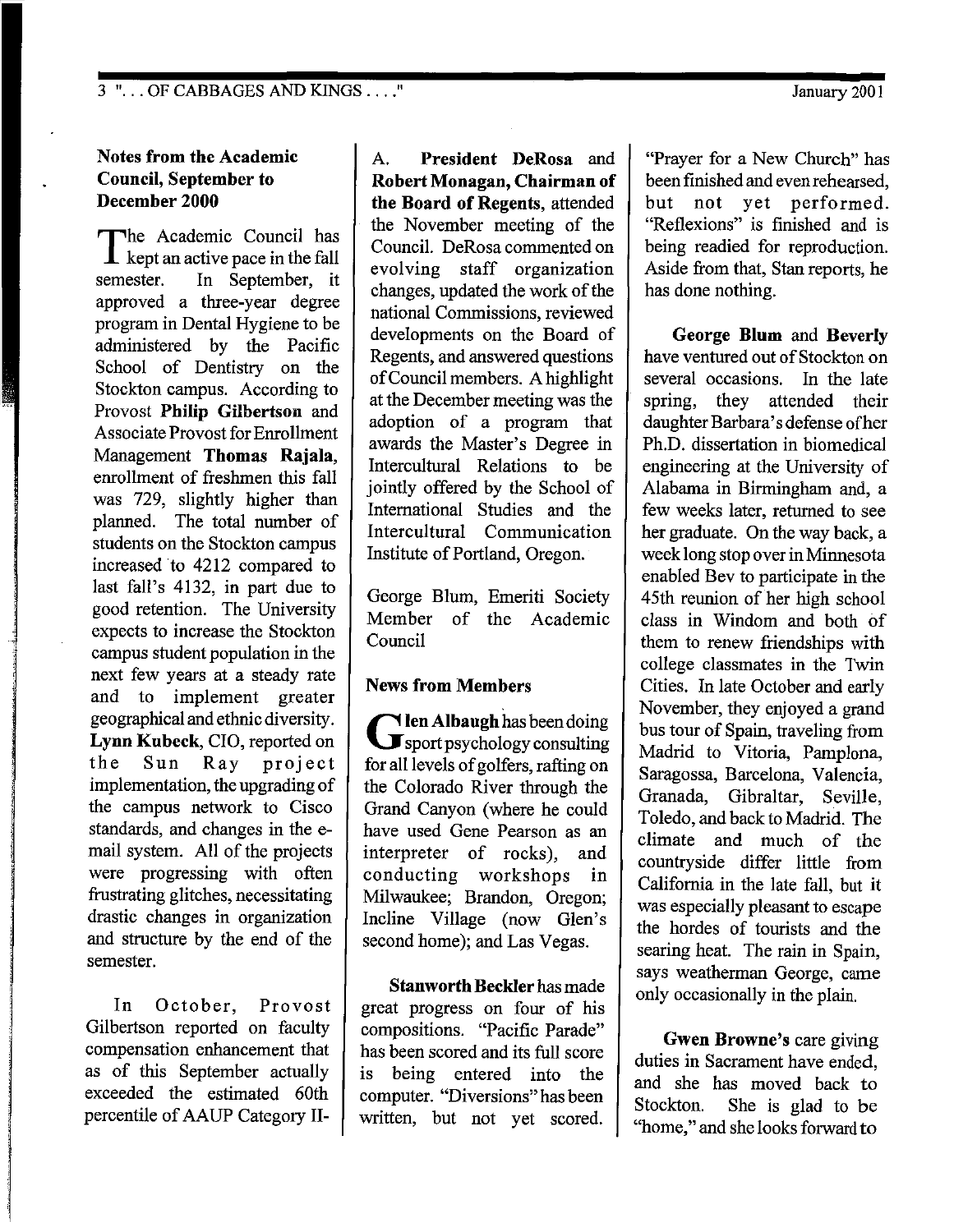## Notes from the Academic Council, September to December 2000

The Academic Council has kept an active pace in the fall semester. In September, it approved a three-year degree program in Dental Hygiene to be administered by the Pacific School of Dentistry on the Stockton campus. According to Provost **Philip Gilbertson** and Associate Provost for Enrollment Management **Thomas Rajala**, enrollment of freshmen this fall was 729, slightly higher than planned. The total number of students on the Stockton campus increased to 4212 compared to last fall's 4132, in part due to good retention. The University expects to increase the Stockton campus student population in the next few years at a steady rate and to implement greater geographical and ethnic diversity. **Lynn Kubeck**, CIO, reported on the Sun Ray project implementation, the upgrading of the campus network to Cisco standards, and changes in the e-mail system. All of the projects were progressing with often frustrating glitches, necessitating drastic changes in organization and structure by the end of the semester.

In October, Provost Gilbertson reported on faculty compensation enhancement that as of this September actually exceeded the estimated 60th percentile of AAUP Category II-A. **President DeRosa** and **Robert Monagan, Chairman of the Board of Regents**, attended the November meeting of the Council. DeRosa commented on evolving staff organization changes, updated the work of the national Commissions, reviewed developments on the Board of Regents, and answered questions of Council members. A highlight at the December meeting was the adoption of a program that awards the Master's Degree in Intercultural Relations to be jointly offered by the School of International Studies and the Intercultural Communication Institute of Portland, Oregon.

George Blum, Emeriti Society Member of the Academic Council

## News from Members

**Glen Albaugh** has been doing sport psychology consulting for all levels of golfers, rafting on the Colorado River through the Grand Canyon (where he could have used Gene Pearson as an interpreter of rocks), and conducting workshops in Milwaukee; Brandon, Oregon; Incline Village (now Glen's second home); and Las Vegas.

**Stanworth Beckler** has made great progress on four of his compositions. "Pacific Parade" has been scored and its full score is being entered into the computer. "Diversions" has been written, but not yet scored. "Prayer for a New Church" has been finished and even rehearsed, but not yet performed. "Reflexions" is finished and is being readied for reproduction. Aside from that, Stan reports, he has done nothing.

**George Blum** and **Beverly** have ventured out of Stockton on several occasions. In the late spring, they attended their daughter Barbara's defense of her Ph.D. dissertation in biomedical engineering at the University of Alabama in Birmingham and, a few weeks later, returned to see her graduate. On the way back, a week long stop over in Minnesota enabled Bev to participate in the 45th reunion of her high school class in Windom and both of them to renew friendships with college classmates in the Twin Cities. In late October and early November, they enjoyed a grand bus tour of Spain, traveling from Madrid to Vitoria, Pamplona, Saragossa, Barcelona, Valencia, Granada, Gibraltar, Seville, Toledo, and back to Madrid. The climate and much of the countryside differ little from California in the late fall, but it was especially pleasant to escape the hordes of tourists and the searing heat. The rain in Spain, says weatherman George, came only occasionally in the plain.

**Gwen Browne's** care giving duties in Sacrament have ended, and she has moved back to Stockton. She is glad to be "home," and she looks forward to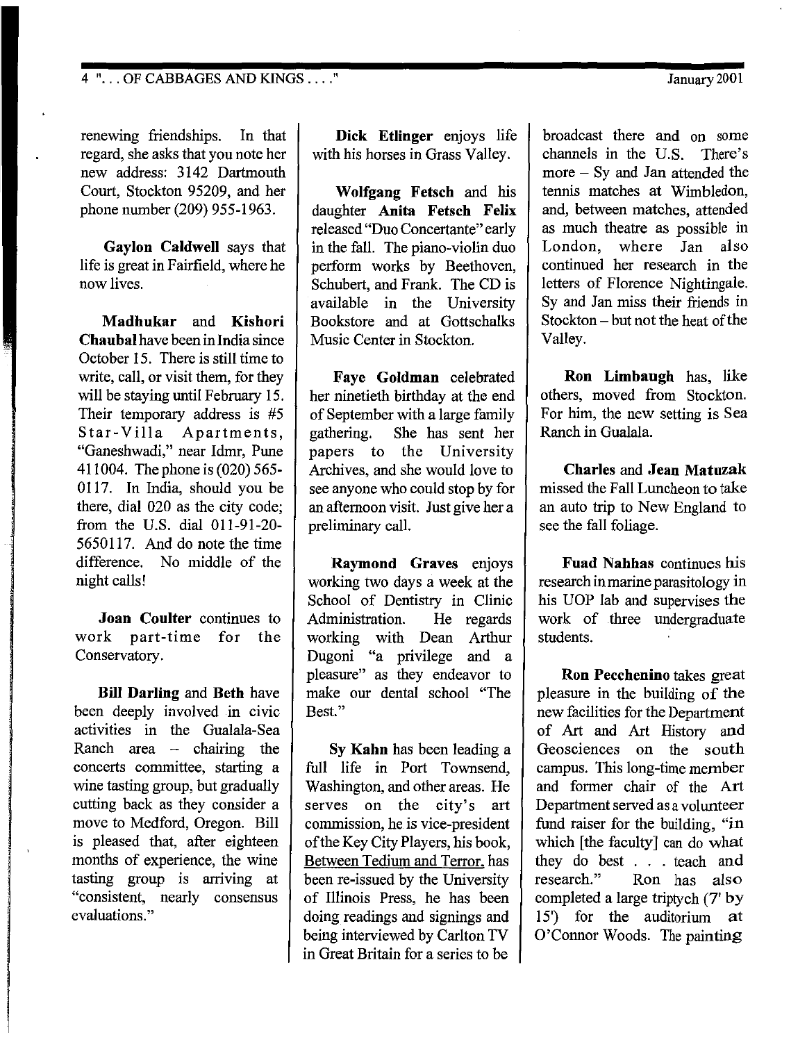renewing friendships. In that regard, she asks that you note her new address: 3142 Dartmouth Court, Stockton 95209, and her phone number (209) 955-1963.

**Gaylon Caldwell** says that life is great in Fairfield, where he now lives.

**Madhukar** and **Kishori Chaubal** have been in India since October 15. There is still time to write, call, or visit them, for they will be staying until February 15. Their temporary address is #5 Star-Villa Apartments, "Ganeshwadi," near Idmr, Pune 411004. The phone is (020) 565-0117. In India, should you be there, dial 020 as the city code; from the U.S. dial 011-91-20-5650117. And do note the time difference. No middle of the night calls!

**Joan Coulter** continues to work part-time for the Conservatory.

**Bill Darling** and **Beth** have been deeply involved in civic activities in the Gualala-Sea Ranch area – chairing the concerts committee, starting a wine tasting group, but gradually cutting back as they consider a move to Medford, Oregon. Bill is pleased that, after eighteen months of experience, the wine tasting group is arriving at "consistent, nearly consensus evaluations."

**Dick Etlinger** enjoys life with his horses in Grass Valley.

**Wolfgang Fetsch** and his daughter **Anita Fetsch Felix** released "Duo Concertante" early in the fall. The piano-violin duo perform works by Beethoven, Schubert, and Frank. The CD is available in the University Bookstore and at Gottschalks Music Center in Stockton.

**Faye Goldman** celebrated her ninetieth birthday at the end of September with a large family gathering. She has sent her papers to the University Archives, and she would love to see anyone who could stop by for an afternoon visit. Just give her a preliminary call.

**Raymond Graves** enjoys working two days a week at the School of Dentistry in Clinic Administration. He regards working with Dean Arthur Dugoni "a privilege and a pleasure" as they endeavor to make our dental school "The Best."

**Sy Kahn** has been leading a full life in Port Townsend, Washington, and other areas. He serves on the city's art commission, he is vice-president of the Key City Players, his book, Between Tedium and Terror, has been re-issued by the University of Illinois Press, he has been doing readings and signings and being interviewed by Carlton TV in Great Britain for a series to be broadcast there and on some channels in the U.S. There's more – Sy and Jan attended the tennis matches at Wimbledon, and, between matches, attended as much theatre as possible in London, where Jan also continued her research in the letters of Florence Nightingale. Sy and Jan miss their friends in Stockton – but not the heat of the Valley.

**Ron Limbaugh** has, like others, moved from Stockton. For him, the new setting is Sea Ranch in Gualala.

**Charles** and **Jean Matuzak** missed the Fall Luncheon to take an auto trip to New England to see the fall foliage.

**Fuad Nahhas** continues his research in marine parasitology in his UOP lab and supervises the work of three undergraduate students.

**Ron Pecchenino** takes great pleasure in the building of the new facilities for the Department of Art and Art History and Geosciences on the south campus. This long-time member and former chair of the Art Department served as a volunteer fund raiser for the building, "in which [the faculty] can do what they do best . . . teach and research." Ron has also completed a large triptych (7' by 15') for the auditorium at O'Connor Woods. The painting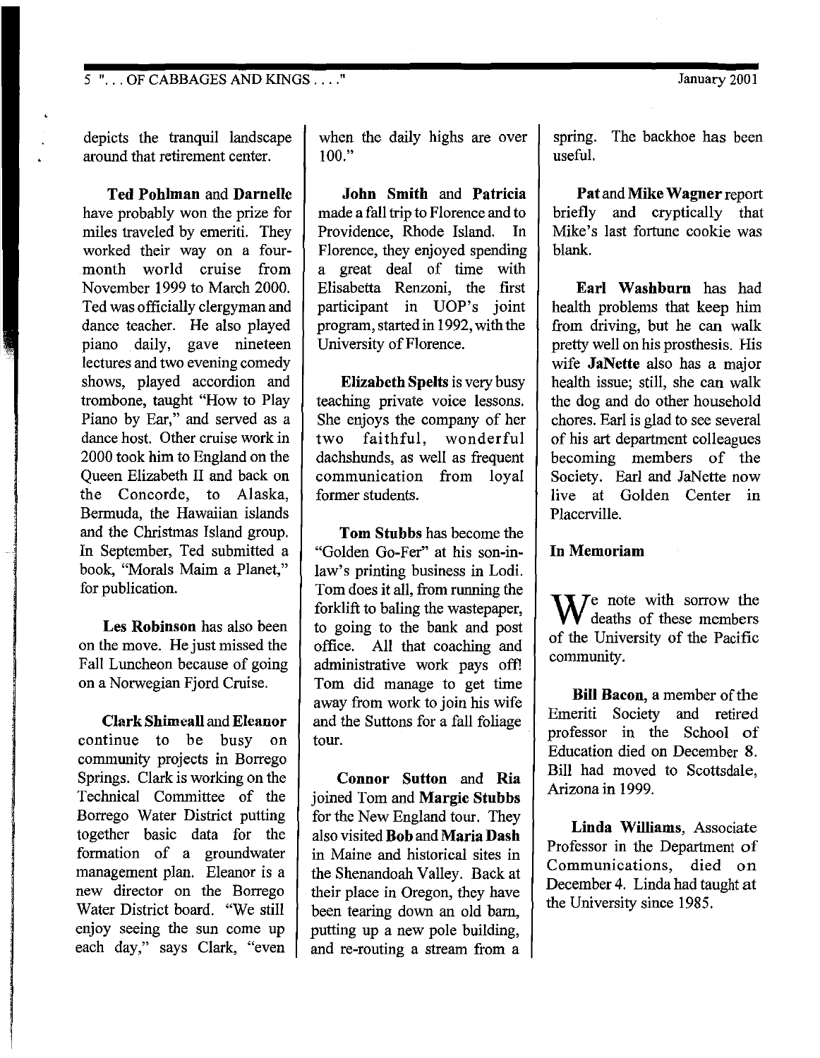depicts the tranquil landscape around that retirement center.

**Ted Pohlman** and **Darnelle** have probably won the prize for miles traveled by emeriti. They worked their way on a four-month world cruise from November 1999 to March 2000. Ted was officially clergyman and dance teacher. He also played piano daily, gave nineteen lectures and two evening comedy shows, played accordion and trombone, taught "How to Play Piano by Ear," and served as a dance host. Other cruise work in 2000 took him to England on the Queen Elizabeth II and back on the Concorde, to Alaska, Bermuda, the Hawaiian islands and the Christmas Island group. In September, Ted submitted a book, "Morals Maim a Planet," for publication.

**Les Robinson** has also been on the move. He just missed the Fall Luncheon because of going on a Norwegian Fjord Cruise.

**Clark Shimeall** and **Eleanor** continue to be busy on community projects in Borrego Springs. Clark is working on the Technical Committee of the Borrego Water District putting together basic data for the formation of a groundwater management plan. Eleanor is a new director on the Borrego Water District board. "We still enjoy seeing the sun come up each day," says Clark, "even when the daily highs are over 100."

**John Smith** and **Patricia** made a fall trip to Florence and to Providence, Rhode Island. In Florence, they enjoyed spending a great deal of time with Elisabetta Renzoni, the first participant in UOP's joint program, started in 1992, with the University of Florence.

**Elizabeth Spelts** is very busy teaching private voice lessons. She enjoys the company of her two faithful, wonderful dachshunds, as well as frequent communication from loyal former students.

**Tom Stubbs** has become the "Golden Go-Fer" at his son-in-law's printing business in Lodi. Tom does it all, from running the forklift to baling the wastepaper, to going to the bank and post office. All that coaching and administrative work pays off! Tom did manage to get time away from work to join his wife and the Suttons for a fall foliage tour.

**Connor Sutton** and **Ria** joined Tom and **Margie Stubbs** for the New England tour. They also visited **Bob and Maria Dash** in Maine and historical sites in the Shenandoah Valley. Back at their place in Oregon, they have been tearing down an old barn, putting up a new pole building, and re-routing a stream from a spring. The backhoe has been useful.

**Pat** and **Mike Wagner** report briefly and cryptically that Mike's last fortune cookie was blank.

**Earl Washburn** has had health problems that keep him from driving, but he can walk pretty well on his prosthesis. His wife **JaNette** also has a major health issue; still, she can walk the dog and do other household chores. Earl is glad to see several of his art department colleagues becoming members of the Society. Earl and JaNette now live at Golden Center in Placerville.

## In Memoriam

We note with sorrow the deaths of these members of the University of the Pacific community.

**Bill Bacon**, a member of the Emeriti Society and retired professor in the School of Education died on December 8. Bill had moved to Scottsdale, Arizona in 1999.

**Linda Williams**, Associate Professor in the Department of Communications, died on December 4. Linda had taught at the University since 1985.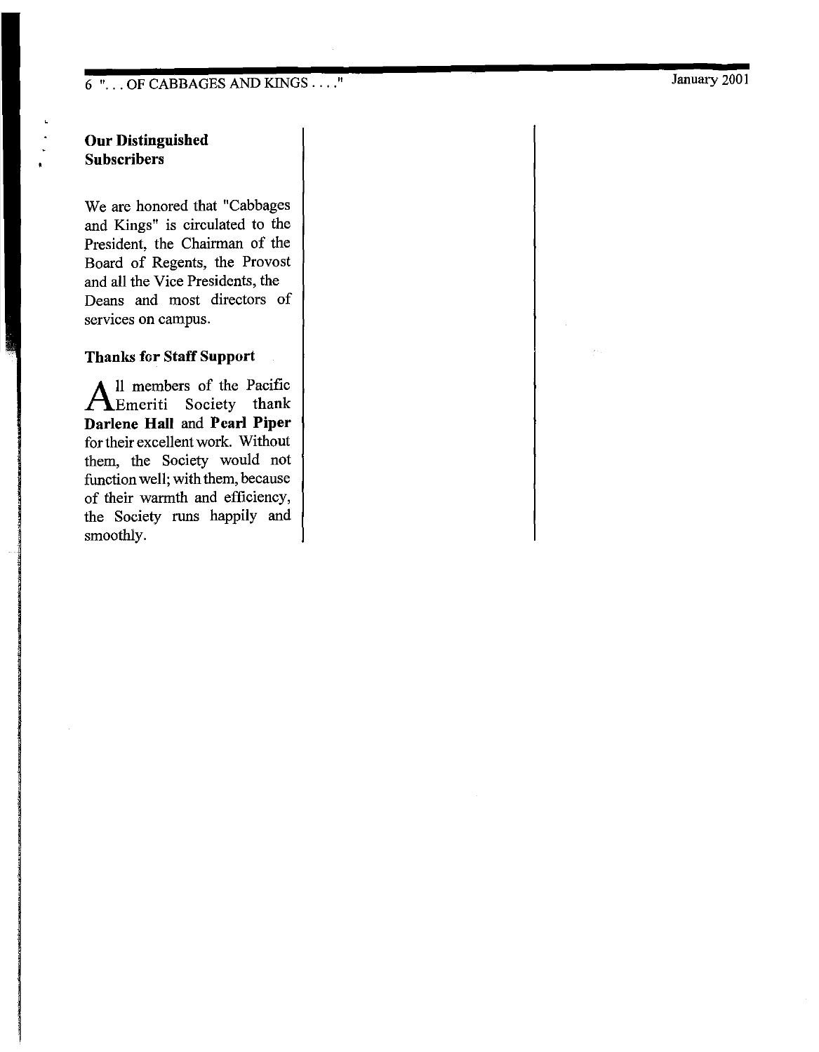### Our Distinguished Subscribers

We are honored that "Cabbages and Kings" is circulated to the President, the Chairman of the Board of Regents, the Provost and all the Vice Presidents, the Deans and most directors of services on campus.

### Thanks for Staff Support

All members of the Pacific Emeriti Society thank **Darlene Hall** and **Pearl Piper** for their excellent work. Without them, the Society would not function well; with them, because of their warmth and efficiency, the Society runs happily and smoothly.